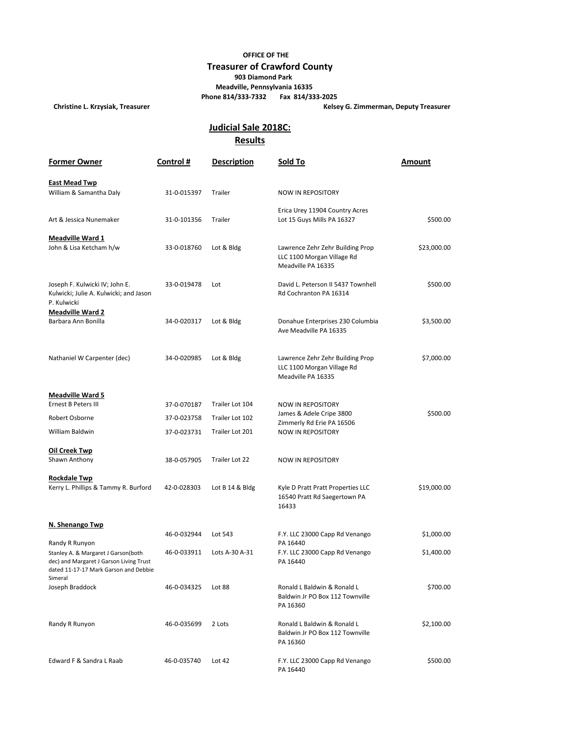**OFFICE OF THE**

## Treasurer of Crawford County

**903 Diamond Park**
**Meadville, Pennsylvania 16335**
**Phone 814/333-7332 Fax 814/333-2025**

**Christine L. Krzysiak, Treasurer** **Kelsey G. Zimmerman, Deputy Treasurer**

## Judicial Sale 2018C: Results

| Former Owner | Control # | Description | Sold To | Amount |
|---|---|---|---|---|
| **East Mead Twp** | | | | |
| William & Samantha Daly | 31-0-015397 | Trailer | NOW IN REPOSITORY | |
| Art & Jessica Nunemaker | 31-0-101356 | Trailer | Erica Urey 11904 Country Acres Lot 15 Guys Mills PA 16327 | $500.00 |
| **Meadville Ward 1** | | | | |
| John & Lisa Ketcham h/w | 33-0-018760 | Lot & Bldg | Lawrence Zehr Zehr Building Prop LLC 1100 Morgan Village Rd Meadville PA 16335 | $23,000.00 |
| Joseph F. Kulwicki IV; John E. Kulwicki; Julie A. Kulwicki; and Jason P. Kulwicki | 33-0-019478 | Lot | David L. Peterson II 5437 Townhell Rd Cochranton PA 16314 | $500.00 |
| **Meadville Ward 2** | | | | |
| Barbara Ann Bonilla | 34-0-020317 | Lot & Bldg | Donahue Enterprises 230 Columbia Ave Meadville PA 16335 | $3,500.00 |
| Nathaniel W Carpenter (dec) | 34-0-020985 | Lot & Bldg | Lawrence Zehr Zehr Building Prop LLC 1100 Morgan Village Rd Meadville PA 16335 | $7,000.00 |
| **Meadville Ward 5** | | | | |
| Ernest B Peters III | 37-0-070187 | Trailer Lot 104 | NOW IN REPOSITORY | |
| Robert Osborne | 37-0-023758 | Trailer Lot 102 | James & Adele Cripe 3800 Zimmerly Rd Erie PA 16506 | $500.00 |
| William Baldwin | 37-0-023731 | Trailer Lot 201 | NOW IN REPOSITORY | |
| **Oil Creek Twp** | | | | |
| Shawn Anthony | 38-0-057905 | Trailer Lot 22 | NOW IN REPOSITORY | |
| **Rockdale Twp** | | | | |
| Kerry L. Phillips & Tammy R. Burford | 42-0-028303 | Lot B 14 & Bldg | Kyle D Pratt Pratt Properties LLC 16540 Pratt Rd Saegertown PA 16433 | $19,000.00 |
| **N. Shenango Twp** | | | | |
| Randy R Runyon | 46-0-032944 | Lot 543 | F.Y. LLC 23000 Capp Rd Venango PA 16440 | $1,000.00 |
| Stanley A. & Margaret J Garson(both dec) and Margaret J Garson Living Trust dated 11-17-17 Mark Garson and Debbie Simeral | 46-0-033911 | Lots A-30 A-31 | F.Y. LLC 23000 Capp Rd Venango PA 16440 | $1,400.00 |
| Joseph Braddock | 46-0-034325 | Lot 88 | Ronald L Baldwin & Ronald L Baldwin Jr PO Box 112 Townville PA 16360 | $700.00 |
| Randy R Runyon | 46-0-035699 | 2 Lots | Ronald L Baldwin & Ronald L Baldwin Jr PO Box 112 Townville PA 16360 | $2,100.00 |
| Edward F & Sandra L Raab | 46-0-035740 | Lot 42 | F.Y. LLC 23000 Capp Rd Venango PA 16440 | $500.00 |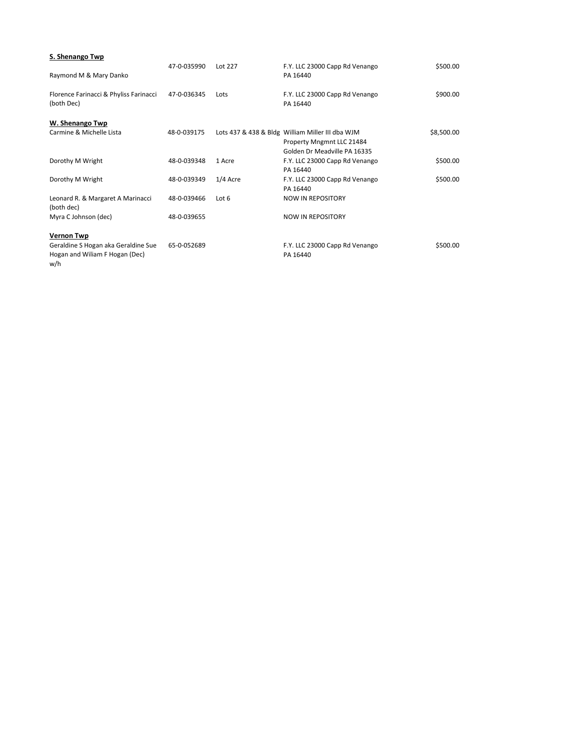**S. Shenango Twp**

| | | | | |
|---|---|---|---|---|
| Raymond M & Mary Danko | 47-0-035990 | Lot 227 | F.Y. LLC 23000 Capp Rd Venango PA 16440 | $500.00 |
| Florence Farinacci & Phyliss Farinacci (both Dec) | 47-0-036345 | Lots | F.Y. LLC 23000 Capp Rd Venango PA 16440 | $900.00 |

**W. Shenango Twp**

| | | | | |
|---|---|---|---|---|
| Carmine & Michelle Lista | 48-0-039175 | Lots 437 & 438 & Bldg | William Miller III dba WJM Property Mngmnt LLC 21484 Golden Dr Meadville PA 16335 | $8,500.00 |
| Dorothy M Wright | 48-0-039348 | 1 Acre | F.Y. LLC 23000 Capp Rd Venango PA 16440 | $500.00 |
| Dorothy M Wright | 48-0-039349 | 1/4 Acre | F.Y. LLC 23000 Capp Rd Venango PA 16440 | $500.00 |
| Leonard R. & Margaret A Marinacci (both dec) | 48-0-039466 | Lot 6 | NOW IN REPOSITORY | |
| Myra C Johnson (dec) | 48-0-039655 | | NOW IN REPOSITORY | |

**Vernon Twp**

| | | | | |
|---|---|---|---|---|
| Geraldine S Hogan aka Geraldine Sue Hogan and Wiliam F Hogan (Dec) w/h | 65-0-052689 | | F.Y. LLC 23000 Capp Rd Venango PA 16440 | $500.00 |